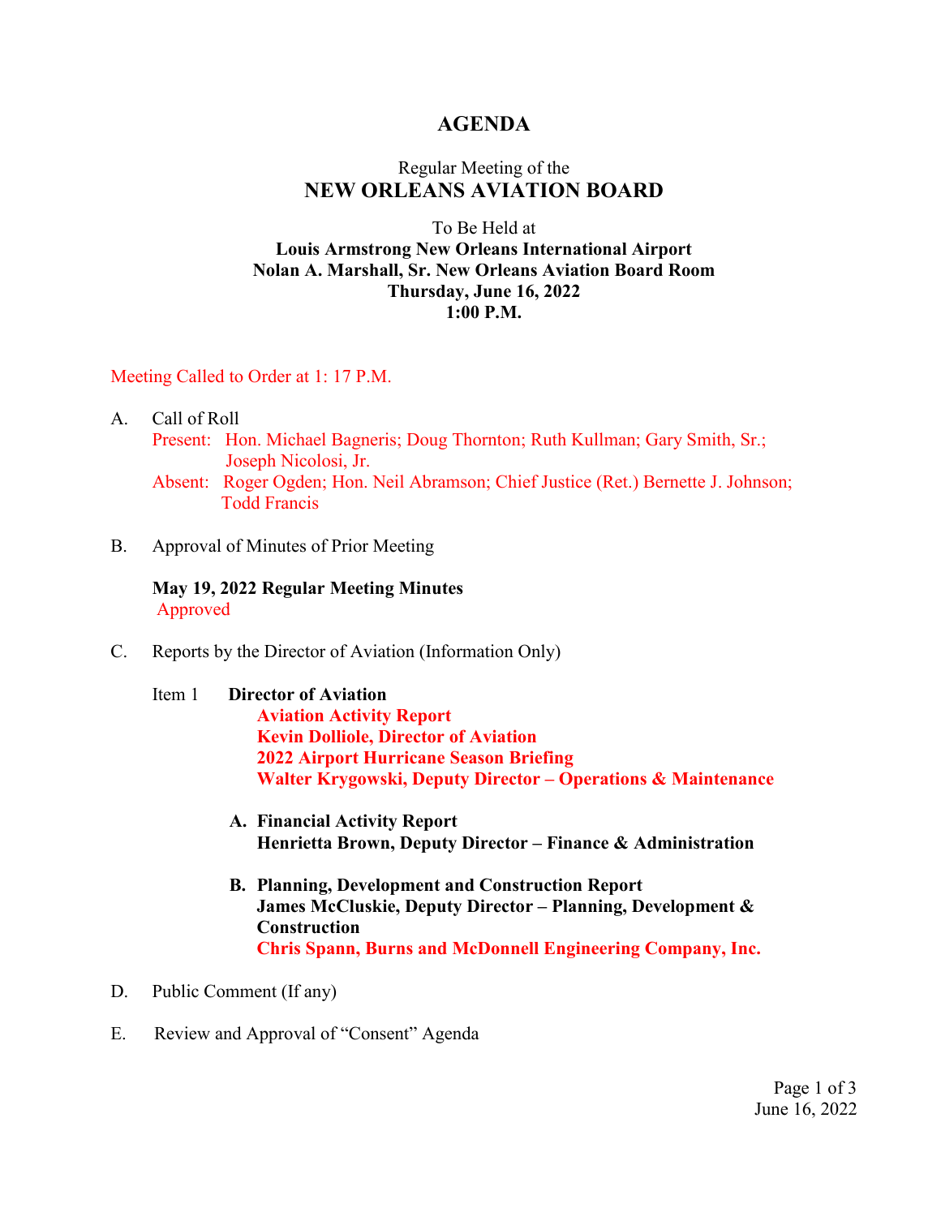# AGENDA

Regular Meeting of the

## NEW ORLEANS AVIATION BOARD

To Be Held at

**Louis Armstrong New Orleans International Airport**
**Nolan A. Marshall, Sr. New Orleans Aviation Board Room**
**Thursday, June 16, 2022**
**1:00 P.M.**

Meeting Called to Order at 1: 17 P.M.

A. Call of Roll

Present: Hon. Michael Bagneris; Doug Thornton; Ruth Kullman; Gary Smith, Sr.; Joseph Nicolosi, Jr.

Absent: Roger Ogden; Hon. Neil Abramson; Chief Justice (Ret.) Bernette J. Johnson; Todd Francis

B. Approval of Minutes of Prior Meeting

**May 19, 2022 Regular Meeting Minutes**
Approved

C. Reports by the Director of Aviation (Information Only)

Item 1 **Director of Aviation**
**Aviation Activity Report**
**Kevin Dolliole, Director of Aviation**
**2022 Airport Hurricane Season Briefing**
**Walter Krygowski, Deputy Director – Operations & Maintenance**

**A. Financial Activity Report**
**Henrietta Brown, Deputy Director – Finance & Administration**

**B. Planning, Development and Construction Report**
**James McCluskie, Deputy Director – Planning, Development & Construction**
**Chris Spann, Burns and McDonnell Engineering Company, Inc.**

D. Public Comment (If any)

E. Review and Approval of "Consent" Agenda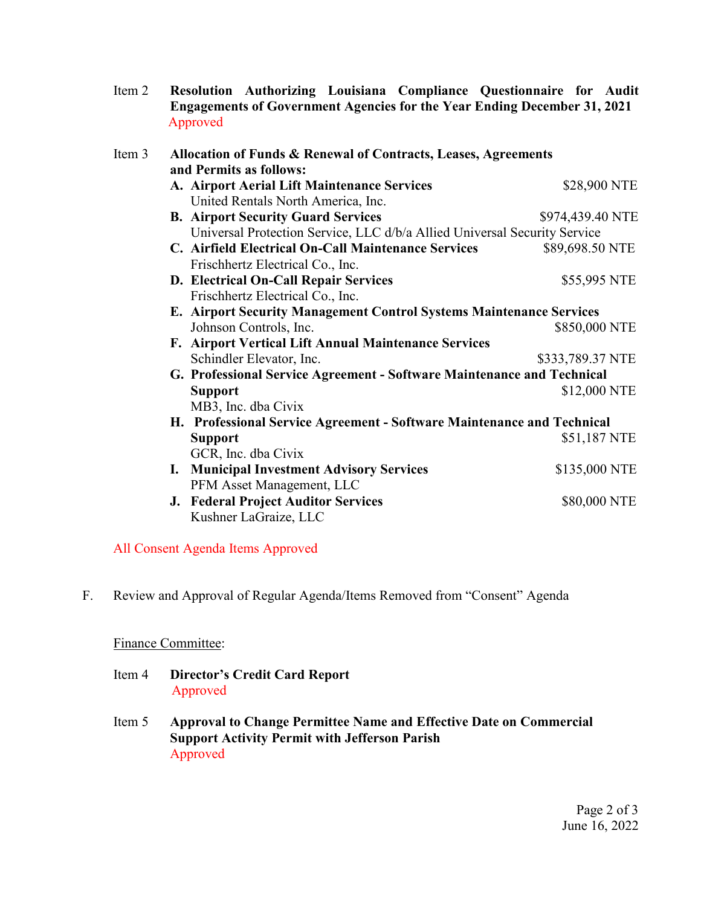Item 2 **Resolution Authorizing Louisiana Compliance Questionnaire for Audit Engagements of Government Agencies for the Year Ending December 31, 2021**
Approved

Item 3 **Allocation of Funds & Renewal of Contracts, Leases, Agreements and Permits as follows:**

- **A. Airport Aerial Lift Maintenance Services** — $28,900 NTE
  United Rentals North America, Inc.
- **B. Airport Security Guard Services** — $974,439.40 NTE
  Universal Protection Service, LLC d/b/a Allied Universal Security Service
- **C. Airfield Electrical On-Call Maintenance Services** — $89,698.50 NTE
  Frischhertz Electrical Co., Inc.
- **D. Electrical On-Call Repair Services** — $55,995 NTE
  Frischhertz Electrical Co., Inc.
- **E. Airport Security Management Control Systems Maintenance Services**
  Johnson Controls, Inc. — $850,000 NTE
- **F. Airport Vertical Lift Annual Maintenance Services**
  Schindler Elevator, Inc. — $333,789.37 NTE
- **G. Professional Service Agreement - Software Maintenance and Technical Support** — $12,000 NTE
  MB3, Inc. dba Civix
- **H. Professional Service Agreement - Software Maintenance and Technical Support** — $51,187 NTE
  GCR, Inc. dba Civix
- **I. Municipal Investment Advisory Services** — $135,000 NTE
  PFM Asset Management, LLC
- **J. Federal Project Auditor Services** — $80,000 NTE
  Kushner LaGraize, LLC

All Consent Agenda Items Approved

F. Review and Approval of Regular Agenda/Items Removed from "Consent" Agenda

Finance Committee:

Item 4 **Director's Credit Card Report**
Approved

Item 5 **Approval to Change Permittee Name and Effective Date on Commercial Support Activity Permit with Jefferson Parish**
Approved

June 16, 2022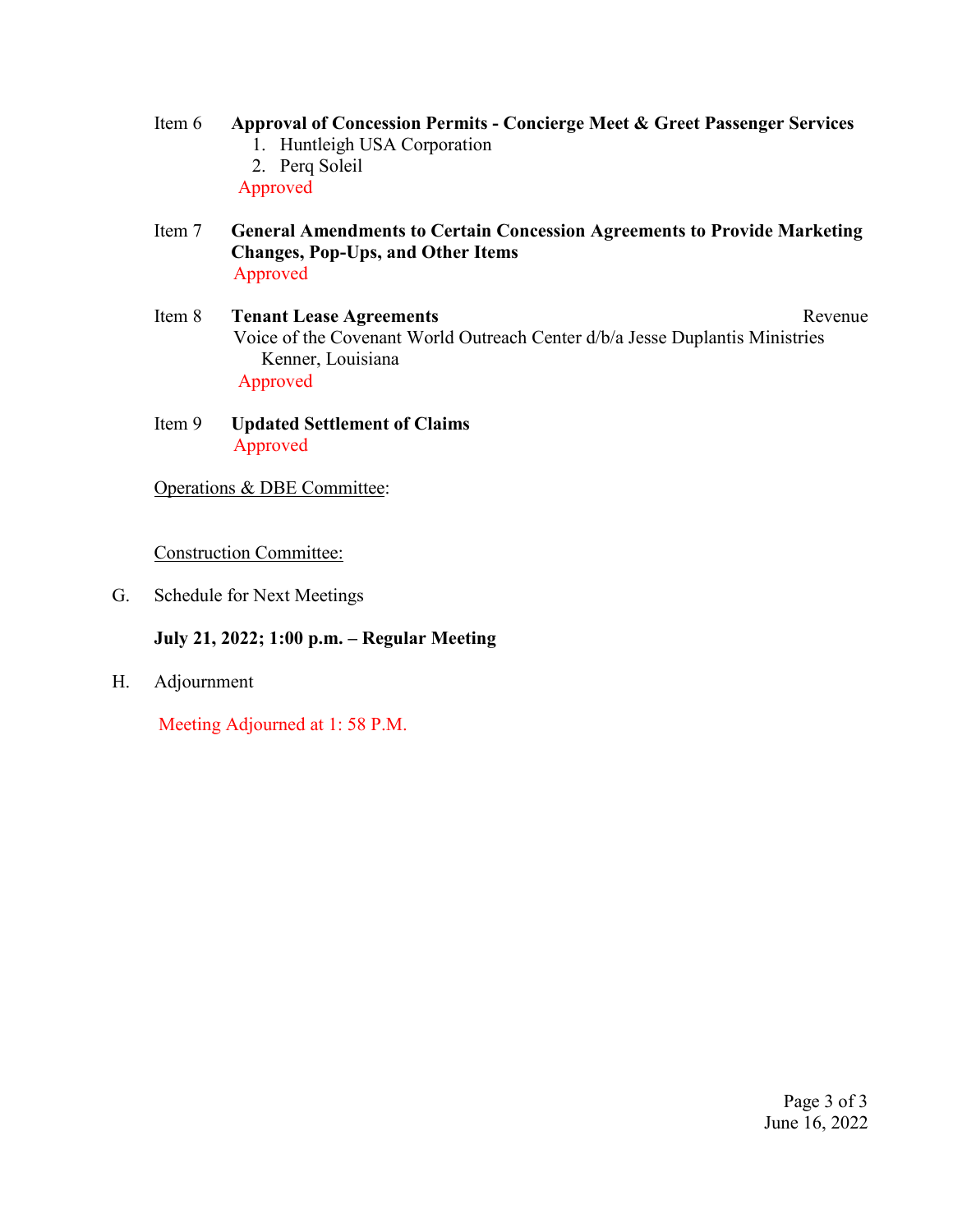Item 6 **Approval of Concession Permits - Concierge Meet & Greet Passenger Services**

1. Huntleigh USA Corporation
2. Perq Soleil

Approved

Item 7 **General Amendments to Certain Concession Agreements to Provide Marketing Changes, Pop-Ups, and Other Items**

Approved

Item 8 **Tenant Lease Agreements** Revenue

Voice of the Covenant World Outreach Center d/b/a Jesse Duplantis Ministries
Kenner, Louisiana

Approved

Item 9 **Updated Settlement of Claims**

Approved

Operations & DBE Committee:

Construction Committee:

G. Schedule for Next Meetings

**July 21, 2022; 1:00 p.m. – Regular Meeting**

H. Adjournment

Meeting Adjourned at 1: 58 P.M.

June 16, 2022